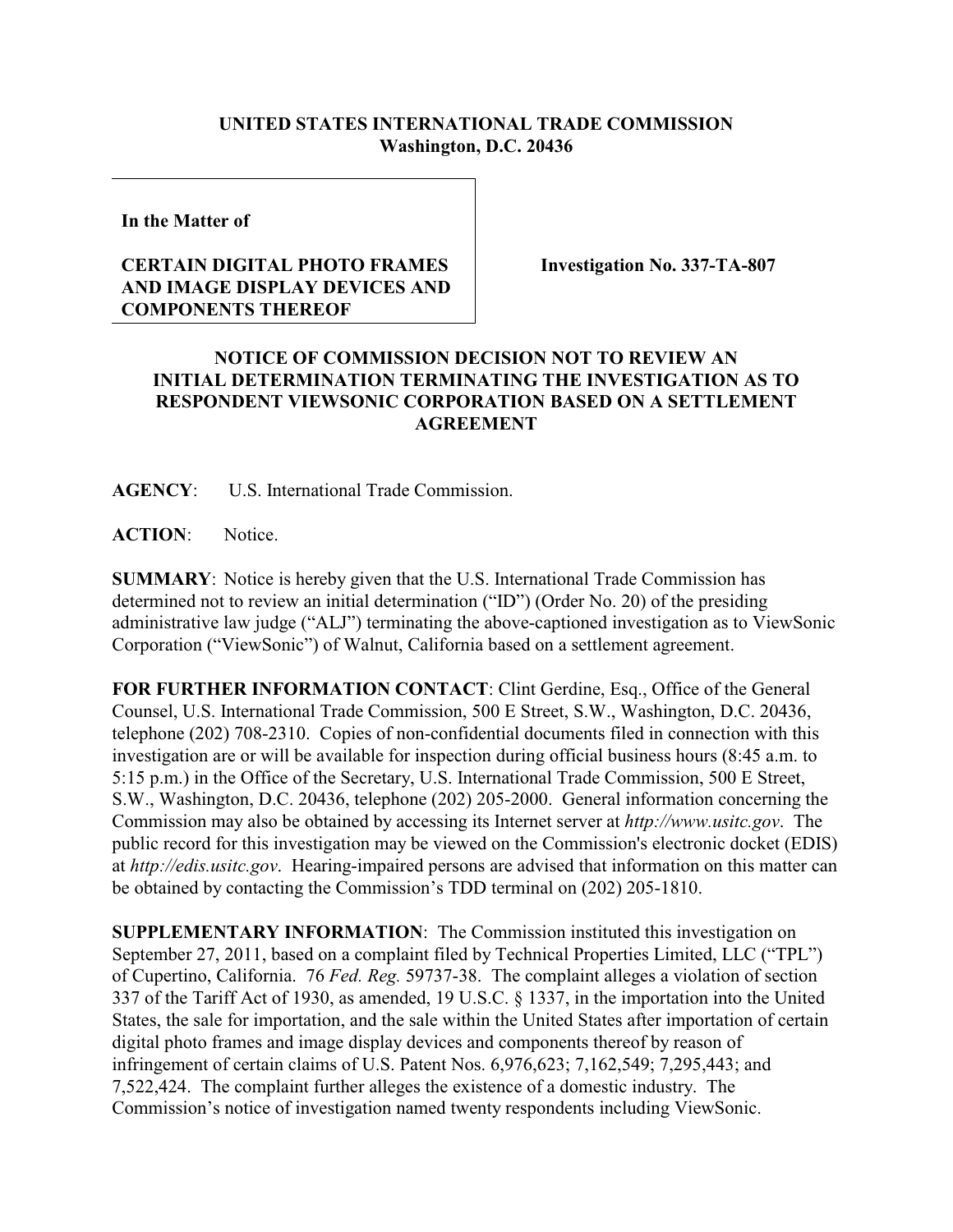**UNITED STATES INTERNATIONAL TRADE COMMISSION**
**Washington, D.C. 20436**

**In the Matter of**

**CERTAIN DIGITAL PHOTO FRAMES AND IMAGE DISPLAY DEVICES AND COMPONENTS THEREOF**

**Investigation No. 337-TA-807**

## NOTICE OF COMMISSION DECISION NOT TO REVIEW AN INITIAL DETERMINATION TERMINATING THE INVESTIGATION AS TO RESPONDENT VIEWSONIC CORPORATION BASED ON A SETTLEMENT AGREEMENT

**AGENCY**: U.S. International Trade Commission.

**ACTION**: Notice.

**SUMMARY**: Notice is hereby given that the U.S. International Trade Commission has determined not to review an initial determination ("ID") (Order No. 20) of the presiding administrative law judge ("ALJ") terminating the above-captioned investigation as to ViewSonic Corporation ("ViewSonic") of Walnut, California based on a settlement agreement.

**FOR FURTHER INFORMATION CONTACT**: Clint Gerdine, Esq., Office of the General Counsel, U.S. International Trade Commission, 500 E Street, S.W., Washington, D.C. 20436, telephone (202) 708-2310. Copies of non-confidential documents filed in connection with this investigation are or will be available for inspection during official business hours (8:45 a.m. to 5:15 p.m.) in the Office of the Secretary, U.S. International Trade Commission, 500 E Street, S.W., Washington, D.C. 20436, telephone (202) 205-2000. General information concerning the Commission may also be obtained by accessing its Internet server at *http://www.usitc.gov*. The public record for this investigation may be viewed on the Commission's electronic docket (EDIS) at *http://edis.usitc.gov*. Hearing-impaired persons are advised that information on this matter can be obtained by contacting the Commission's TDD terminal on (202) 205-1810.

**SUPPLEMENTARY INFORMATION**: The Commission instituted this investigation on September 27, 2011, based on a complaint filed by Technical Properties Limited, LLC ("TPL") of Cupertino, California. 76 *Fed. Reg.* 59737-38. The complaint alleges a violation of section 337 of the Tariff Act of 1930, as amended, 19 U.S.C. § 1337, in the importation into the United States, the sale for importation, and the sale within the United States after importation of certain digital photo frames and image display devices and components thereof by reason of infringement of certain claims of U.S. Patent Nos. 6,976,623; 7,162,549; 7,295,443; and 7,522,424. The complaint further alleges the existence of a domestic industry. The Commission's notice of investigation named twenty respondents including ViewSonic.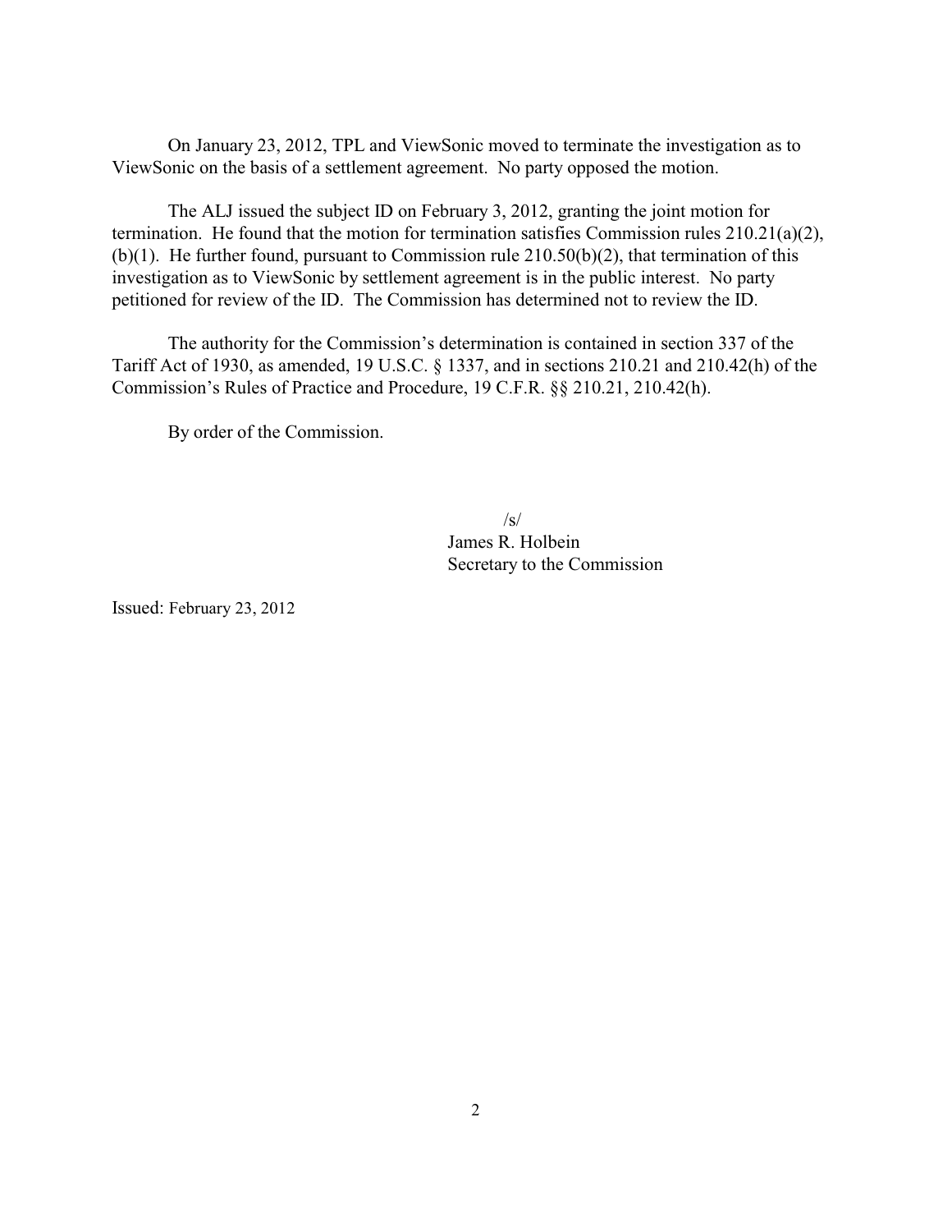On January 23, 2012, TPL and ViewSonic moved to terminate the investigation as to ViewSonic on the basis of a settlement agreement. No party opposed the motion.

The ALJ issued the subject ID on February 3, 2012, granting the joint motion for termination. He found that the motion for termination satisfies Commission rules 210.21(a)(2), (b)(1). He further found, pursuant to Commission rule 210.50(b)(2), that termination of this investigation as to ViewSonic by settlement agreement is in the public interest. No party petitioned for review of the ID. The Commission has determined not to review the ID.

The authority for the Commission's determination is contained in section 337 of the Tariff Act of 1930, as amended, 19 U.S.C. § 1337, and in sections 210.21 and 210.42(h) of the Commission's Rules of Practice and Procedure, 19 C.F.R. §§ 210.21, 210.42(h).

By order of the Commission.

/s/
James R. Holbein
Secretary to the Commission

Issued: February 23, 2012